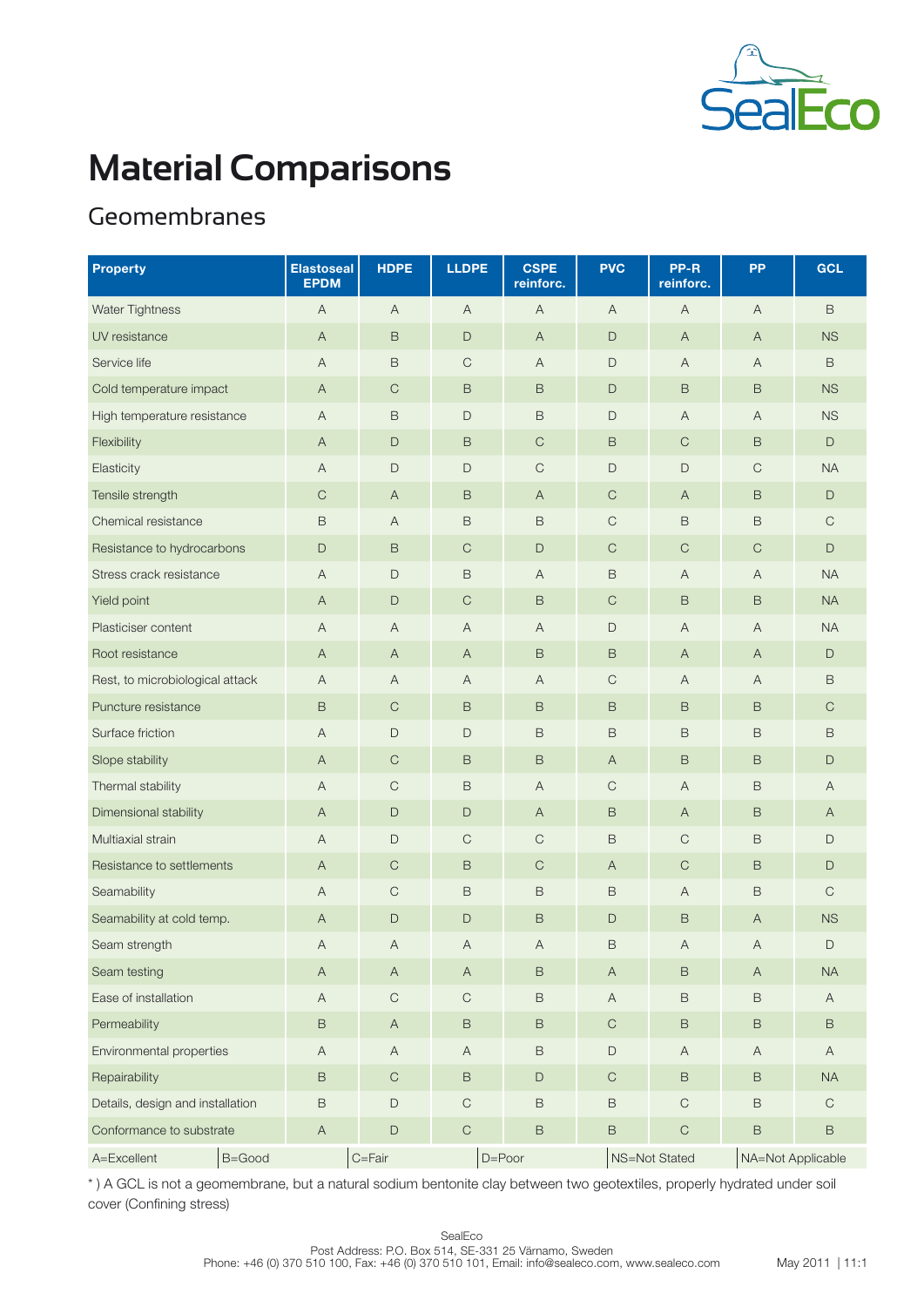# Material Comparisons

## Geomembranes

| Property | Elastoseal EPDM | HDPE | LLDPE | CSPE reinforc. | PVC | PP-R reinforc. | PP | GCL |
|---|---|---|---|---|---|---|---|---|
| Water Tightness | A | A | A | A | A | A | A | B |
| UV resistance | A | B | D | A | D | A | A | NS |
| Service life | A | B | C | A | D | A | A | B |
| Cold temperature impact | A | C | B | B | D | B | B | NS |
| High temperature resistance | A | B | D | B | D | A | A | NS |
| Flexibility | A | D | B | C | B | C | B | D |
| Elasticity | A | D | D | C | D | D | C | NA |
| Tensile strength | C | A | B | A | C | A | B | D |
| Chemical resistance | B | A | B | B | C | B | B | C |
| Resistance to hydrocarbons | D | B | C | D | C | C | C | D |
| Stress crack resistance | A | D | B | A | B | A | A | NA |
| Yield point | A | D | C | B | C | B | B | NA |
| Plasticiser content | A | A | A | A | D | A | A | NA |
| Root resistance | A | A | A | B | B | A | A | D |
| Rest, to microbiological attack | A | A | A | A | C | A | A | B |
| Puncture resistance | B | C | B | B | B | B | B | C |
| Surface friction | A | D | D | B | B | B | B | B |
| Slope stability | A | C | B | B | A | B | B | D |
| Thermal stability | A | C | B | A | C | A | B | A |
| Dimensional stability | A | D | D | A | B | A | B | A |
| Multiaxial strain | A | D | C | C | B | C | B | D |
| Resistance to settlements | A | C | B | C | A | C | B | D |
| Seamability | A | C | B | B | B | A | B | C |
| Seamability at cold temp. | A | D | D | B | D | B | A | NS |
| Seam strength | A | A | A | A | B | A | A | D |
| Seam testing | A | A | A | B | A | B | A | NA |
| Ease of installation | A | C | C | B | A | B | B | A |
| Permeability | B | A | B | B | C | B | B | B |
| Environmental properties | A | A | A | B | D | A | A | A |
| Repairability | B | C | B | D | C | B | B | NA |
| Details, design and installation | B | D | C | B | B | C | B | C |
| Conformance to substrate | A | D | C | B | B | C | B | B |

A=Excellent | B=Good | C=Fair | D=Poor | NS=Not Stated | NA=Not Applicable

* ) A GCL is not a geomembrane, but a natural sodium bentonite clay between two geotextiles, properly hydrated under soil cover (Confining stress)

SealEco
Post Address: P.O. Box 514, SE-331 25 Värnamo, Sweden
Phone: +46 (0) 370 510 100, Fax: +46 (0) 370 510 101, Email: info@sealeco.com, www.sealeco.com

May 2011 | 11:1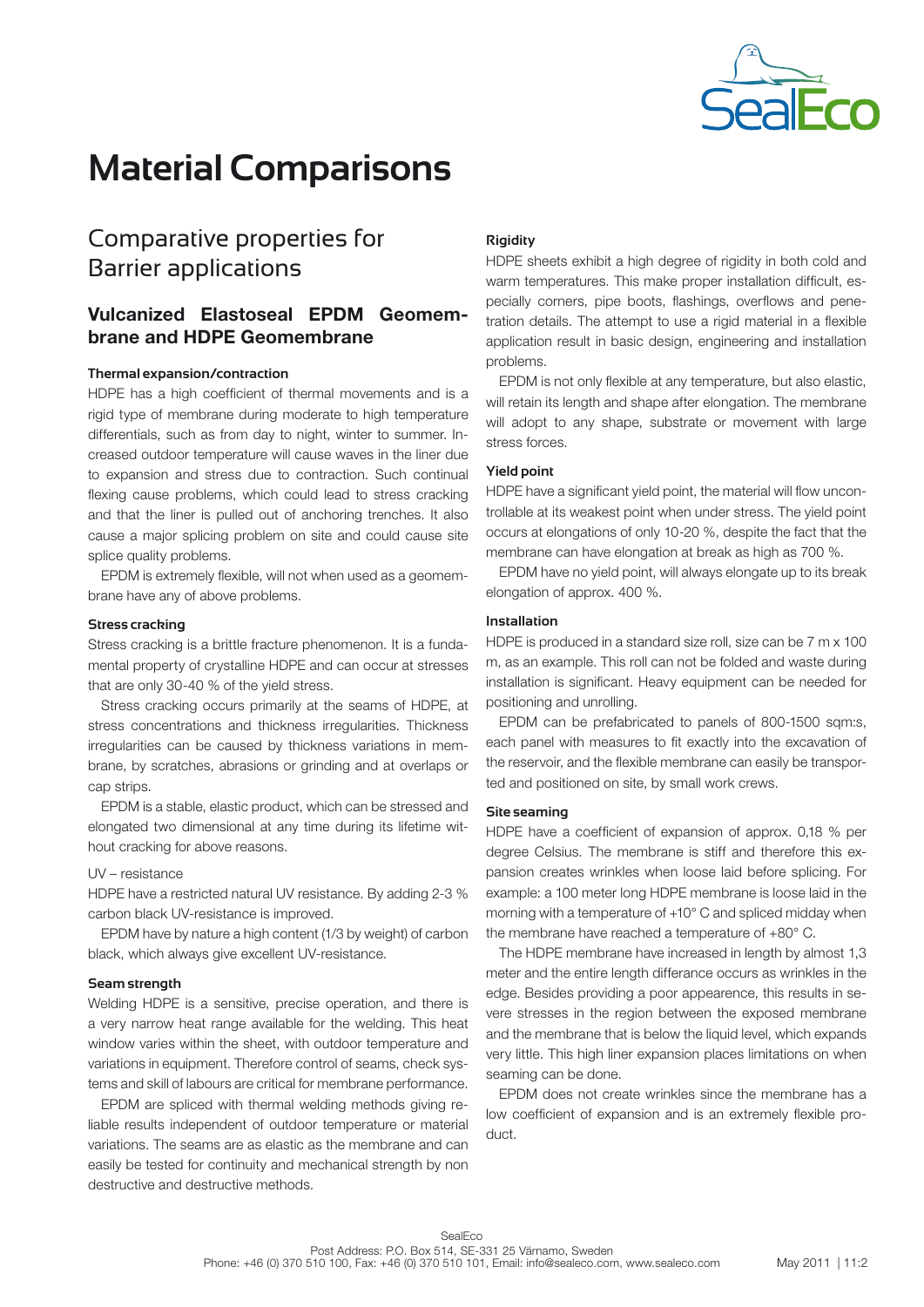# Material Comparisons

## Comparative properties for Barrier applications

### Vulcanized Elastoseal EPDM Geomembrane and HDPE Geomembrane

**Thermal expansion/contraction**

HDPE has a high coefficient of thermal movements and is a rigid type of membrane during moderate to high temperature differentials, such as from day to night, winter to summer. Increased outdoor temperature will cause waves in the liner due to expansion and stress due to contraction. Such continual flexing cause problems, which could lead to stress cracking and that the liner is pulled out of anchoring trenches. It also cause a major splicing problem on site and could cause site splice quality problems.

EPDM is extremely flexible, will not when used as a geomembrane have any of above problems.

**Stress cracking**

Stress cracking is a brittle fracture phenomenon. It is a fundamental property of crystalline HDPE and can occur at stresses that are only 30-40 % of the yield stress.

Stress cracking occurs primarily at the seams of HDPE, at stress concentrations and thickness irregularities. Thickness irregularities can be caused by thickness variations in membrane, by scratches, abrasions or grinding and at overlaps or cap strips.

EPDM is a stable, elastic product, which can be stressed and elongated two dimensional at any time during its lifetime without cracking for above reasons.

UV – resistance

HDPE have a restricted natural UV resistance. By adding 2-3 % carbon black UV-resistance is improved.

EPDM have by nature a high content (1/3 by weight) of carbon black, which always give excellent UV-resistance.

**Seam strength**

Welding HDPE is a sensitive, precise operation, and there is a very narrow heat range available for the welding. This heat window varies within the sheet, with outdoor temperature and variations in equipment. Therefore control of seams, check systems and skill of labours are critical for membrane performance.

EPDM are spliced with thermal welding methods giving reliable results independent of outdoor temperature or material variations. The seams are as elastic as the membrane and can easily be tested for continuity and mechanical strength by non destructive and destructive methods.

**Rigidity**

HDPE sheets exhibit a high degree of rigidity in both cold and warm temperatures. This make proper installation difficult, especially corners, pipe boots, flashings, overflows and penetration details. The attempt to use a rigid material in a flexible application result in basic design, engineering and installation problems.

EPDM is not only flexible at any temperature, but also elastic, will retain its length and shape after elongation. The membrane will adopt to any shape, substrate or movement with large stress forces.

**Yield point**

HDPE have a significant yield point, the material will flow uncontrollable at its weakest point when under stress. The yield point occurs at elongations of only 10-20 %, despite the fact that the membrane can have elongation at break as high as 700 %.

EPDM have no yield point, will always elongate up to its break elongation of approx. 400 %.

**Installation**

HDPE is produced in a standard size roll, size can be 7 m x 100 m, as an example. This roll can not be folded and waste during installation is significant. Heavy equipment can be needed for positioning and unrolling.

EPDM can be prefabricated to panels of 800-1500 sqm:s, each panel with measures to fit exactly into the excavation of the reservoir, and the flexible membrane can easily be transported and positioned on site, by small work crews.

**Site seaming**

HDPE have a coefficient of expansion of approx. 0,18 % per degree Celsius. The membrane is stiff and therefore this expansion creates wrinkles when loose laid before splicing. For example: a 100 meter long HDPE membrane is loose laid in the morning with a temperature of +10° C and spliced midday when the membrane have reached a temperature of +80° C.

The HDPE membrane have increased in length by almost 1,3 meter and the entire length differance occurs as wrinkles in the edge. Besides providing a poor appearence, this results in severe stresses in the region between the exposed membrane and the membrane that is below the liquid level, which expands very little. This high liner expansion places limitations on when seaming can be done.

EPDM does not create wrinkles since the membrane has a low coefficient of expansion and is an extremely flexible product.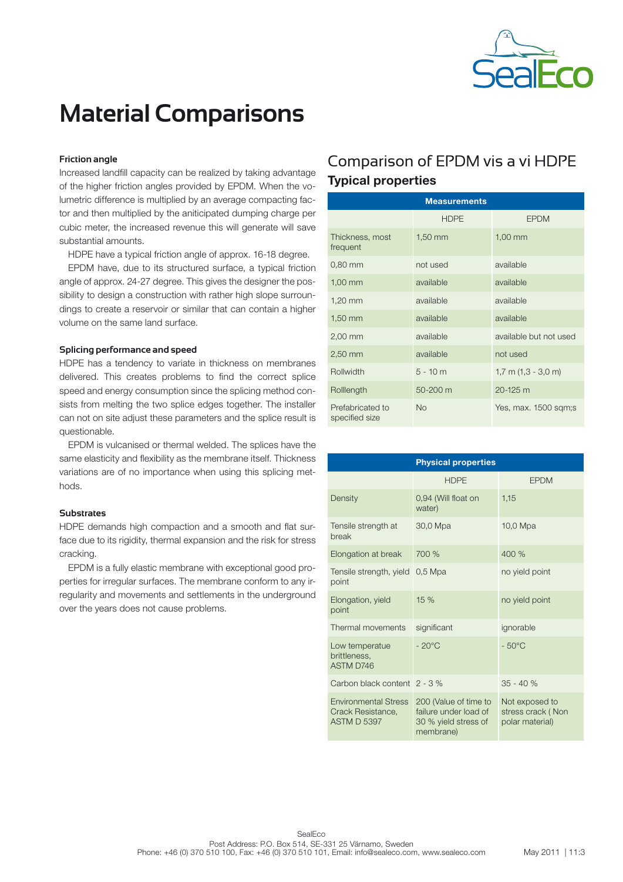# Material Comparisons

**Friction angle**

Increased landfill capacity can be realized by taking advantage of the higher friction angles provided by EPDM. When the volumetric difference is multiplied by an average compacting factor and then multiplied by the aniticipated dumping charge per cubic meter, the increased revenue this will generate will save substantial amounts.

HDPE have a typical friction angle of approx. 16-18 degree.

EPDM have, due to its structured surface, a typical friction angle of approx. 24-27 degree. This gives the designer the possibility to design a construction with rather high slope surroundings to create a reservoir or similar that can contain a higher volume on the same land surface.

**Splicing performance and speed**

HDPE has a tendency to variate in thickness on membranes delivered. This creates problems to find the correct splice speed and energy consumption since the splicing method consists from melting the two splice edges together. The installer can not on site adjust these parameters and the splice result is questionable.

EPDM is vulcanised or thermal welded. The splices have the same elasticity and flexibility as the membrane itself. Thickness variations are of no importance when using this splicing methods.

**Substrates**

HDPE demands high compaction and a smooth and flat surface due to its rigidity, thermal expansion and the risk for stress cracking.

EPDM is a fully elastic membrane with exceptional good properties for irregular surfaces. The membrane conform to any irregularity and movements and settlements in the underground over the years does not cause problems.

## Comparison of EPDM vis a vi HDPE

### Typical properties

| Measurements | | |
|---|---|---|
| | HDPE | EPDM |
| Thickness, most frequent | 1,50 mm | 1,00 mm |
| 0,80 mm | not used | available |
| 1,00 mm | available | available |
| 1,20 mm | available | available |
| 1,50 mm | available | available |
| 2,00 mm | available | available but not used |
| 2,50 mm | available | not used |
| Rollwidth | 5 - 10 m | 1,7 m (1,3 - 3,0 m) |
| Rolllength | 50-200 m | 20-125 m |
| Prefabricated to specified size | No | Yes, max. 1500 sqm;s |

| Physical properties | | |
|---|---|---|
| | HDPE | EPDM |
| Density | 0,94 (Will float on water) | 1,15 |
| Tensile strength at break | 30,0 Mpa | 10,0 Mpa |
| Elongation at break | 700 % | 400 % |
| Tensile strength, yield point | 0,5 Mpa | no yield point |
| Elongation, yield point | 15 % | no yield point |
| Thermal movements | significant | ignorable |
| Low temperatue brittleness, ASTM D746 | - 20°C | - 50°C |
| Carbon black content | 2 - 3 % | 35 - 40 % |
| Environmental Stress Crack Resistance, ASTM D 5397 | 200 (Value of time to failure under load of 30 % yield stress of membrane) | Not exposed to stress crack ( Non polar material) |

SealEco
Post Address: P.O. Box 514, SE-331 25 Värnamo, Sweden
Phone: +46 (0) 370 510 100, Fax: +46 (0) 370 510 101, Email: info@sealeco.com, www.sealeco.com

May 2011 | 11:3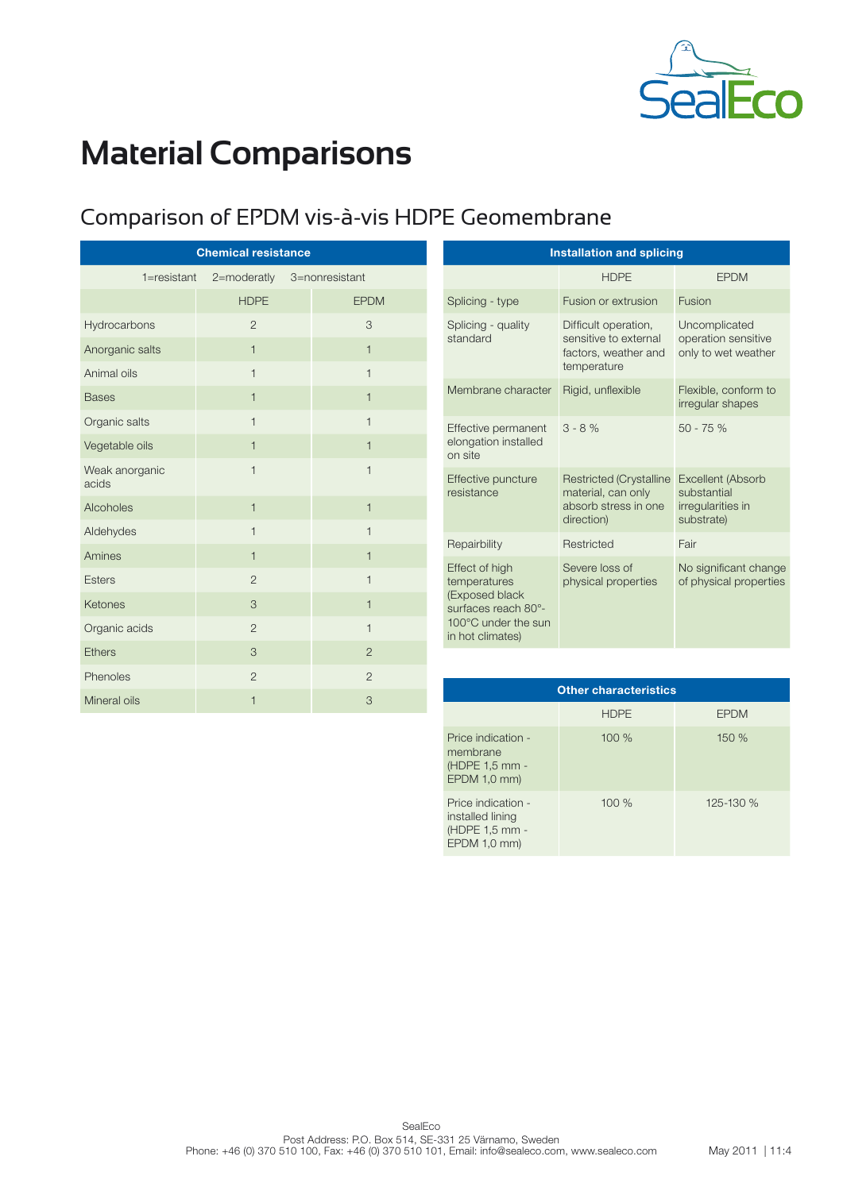# Material Comparisons

## Comparison of EPDM vis-à-vis HDPE Geomembrane

| Chemical resistance | | |
|---|---|---|
| 1=resistant 2=moderatly 3=nonresistant | | |
| | HDPE | EPDM |
| Hydrocarbons | 2 | 3 |
| Anorganic salts | 1 | 1 |
| Animal oils | 1 | 1 |
| Bases | 1 | 1 |
| Organic salts | 1 | 1 |
| Vegetable oils | 1 | 1 |
| Weak anorganic acids | 1 | 1 |
| Alcoholes | 1 | 1 |
| Aldehydes | 1 | 1 |
| Amines | 1 | 1 |
| Esters | 2 | 1 |
| Ketones | 3 | 1 |
| Organic acids | 2 | 1 |
| Ethers | 3 | 2 |
| Phenoles | 2 | 2 |
| Mineral oils | 1 | 3 |

| Installation and splicing | | |
|---|---|---|
| | HDPE | EPDM |
| Splicing - type | Fusion or extrusion | Fusion |
| Splicing - quality standard | Difficult operation, sensitive to external factors, weather and temperature | Uncomplicated operation sensitive only to wet weather |
| Membrane character | Rigid, unflexible | Flexible, conform to irregular shapes |
| Effective permanent elongation installed on site | 3 - 8 % | 50 - 75 % |
| Effective puncture resistance | Restricted (Crystalline material, can only absorb stress in one direction) | Excellent (Absorb substantial irregularities in substrate) |
| Repairbility | Restricted | Fair |
| Effect of high temperatures (Exposed black surfaces reach 80°-100°C under the sun in hot climates) | Severe loss of physical properties | No significant change of physical properties |

| Other characteristics | | |
|---|---|---|
| | HDPE | EPDM |
| Price indication - membrane (HDPE 1,5 mm - EPDM 1,0 mm) | 100 % | 150 % |
| Price indication - installed lining (HDPE 1,5 mm - EPDM 1,0 mm) | 100 % | 125-130 % |

SealEco
Post Address: P.O. Box 514, SE-331 25 Värnamo, Sweden
Phone: +46 (0) 370 510 100, Fax: +46 (0) 370 510 101, Email: info@sealeco.com, www.sealeco.com

May 2011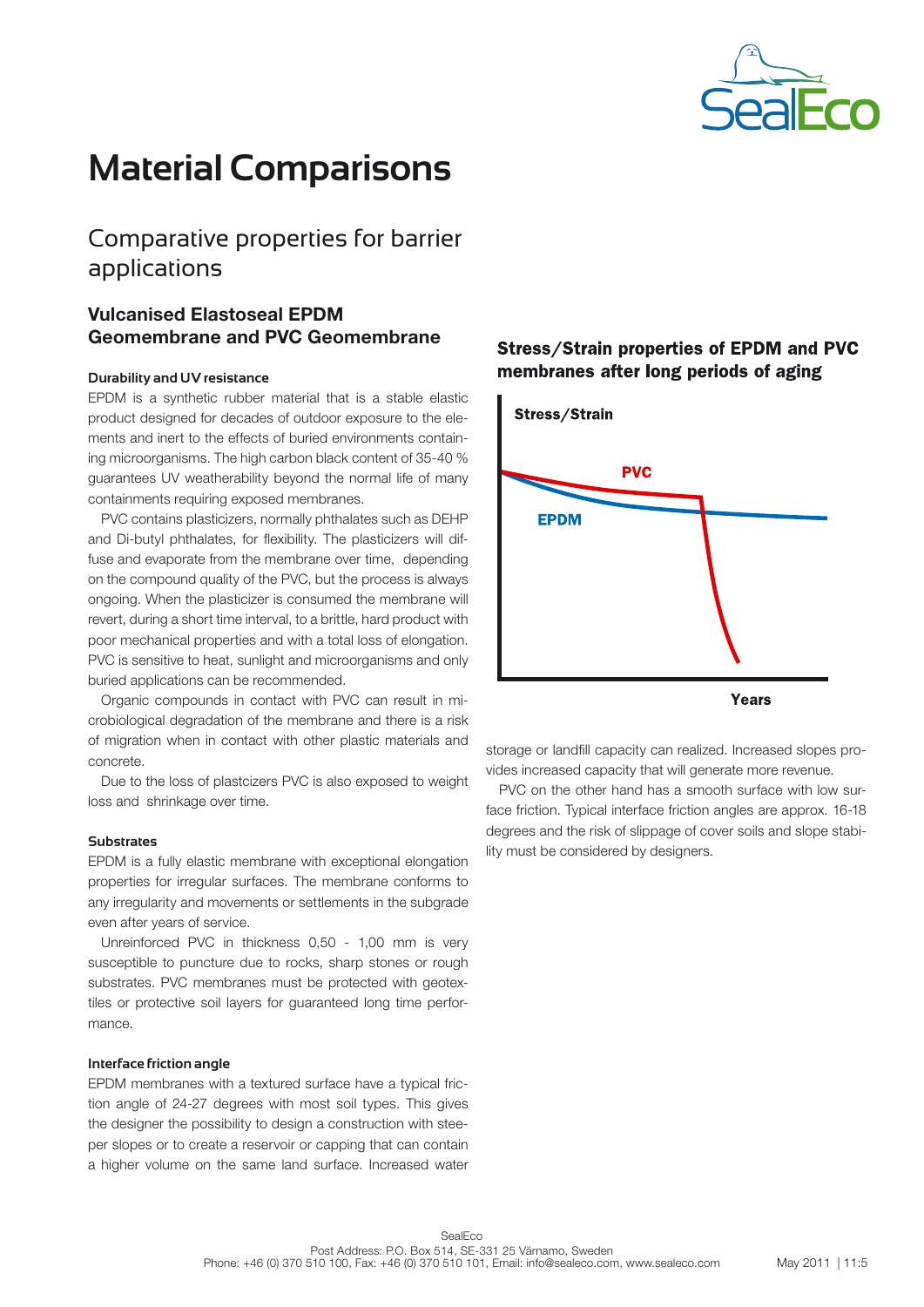# Material Comparisons

## Comparative properties for barrier applications

### Vulcanised Elastoseal EPDM Geomembrane and PVC Geomembrane

#### Durability and UV resistance

EPDM is a synthetic rubber material that is a stable elastic product designed for decades of outdoor exposure to the elements and inert to the effects of buried environments containing microorganisms. The high carbon black content of 35-40 % guarantees UV weatherability beyond the normal life of many containments requiring exposed membranes.

PVC contains plasticizers, normally phthalates such as DEHP and Di-butyl phthalates, for flexibility. The plasticizers will diffuse and evaporate from the membrane over time, depending on the compound quality of the PVC, but the process is always ongoing. When the plasticizer is consumed the membrane will revert, during a short time interval, to a brittle, hard product with poor mechanical properties and with a total loss of elongation. PVC is sensitive to heat, sunlight and microorganisms and only buried applications can be recommended.

Organic compounds in contact with PVC can result in microbiological degradation of the membrane and there is a risk of migration when in contact with other plastic materials and concrete.

Due to the loss of plastcizers PVC is also exposed to weight loss and shrinkage over time.

#### Substrates

EPDM is a fully elastic membrane with exceptional elongation properties for irregular surfaces. The membrane conforms to any irregularity and movements or settlements in the subgrade even after years of service.

Unreinforced PVC in thickness 0,50 - 1,00 mm is very susceptible to puncture due to rocks, sharp stones or rough substrates. PVC membranes must be protected with geotextiles or protective soil layers for guaranteed long time performance.

#### Interface friction angle

EPDM membranes with a textured surface have a typical friction angle of 24-27 degrees with most soil types. This gives the designer the possibility to design a construction with steeper slopes or to create a reservoir or capping that can contain a higher volume on the same land surface. Increased water storage or landfill capacity can realized. Increased slopes provides increased capacity that will generate more revenue.

PVC on the other hand has a smooth surface with low surface friction. Typical interface friction angles are approx. 16-18 degrees and the risk of slippage of cover soils and slope stability must be considered by designers.

**Stress/Strain properties of EPDM and PVC membranes after long periods of aging**

Stress/Strain

PVC

EPDM

Years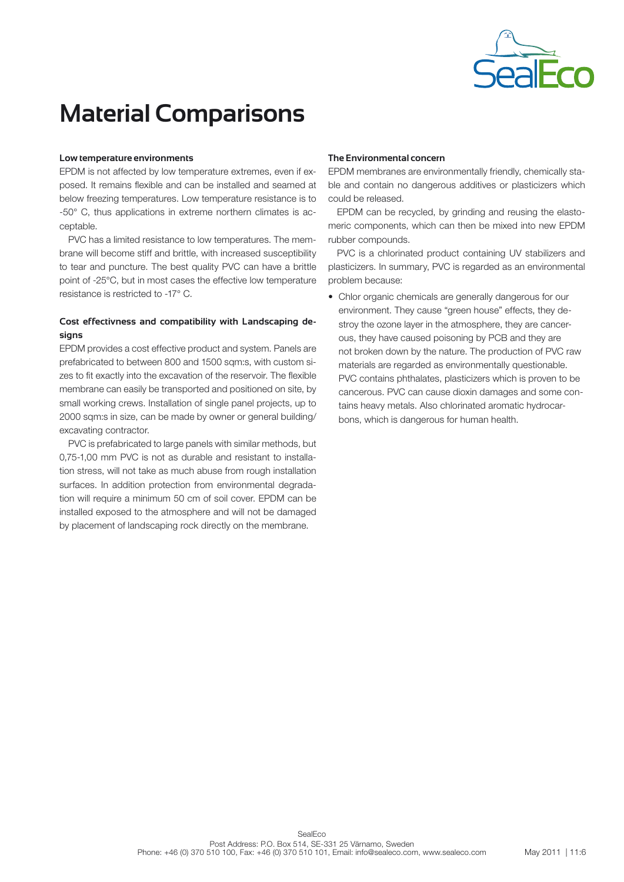# Material Comparisons

#### Low temperature environments

EPDM is not affected by low temperature extremes, even if exposed. It remains flexible and can be installed and seamed at below freezing temperatures. Low temperature resistance is to -50° C, thus applications in extreme northern climates is acceptable.

PVC has a limited resistance to low temperatures. The membrane will become stiff and brittle, with increased susceptibility to tear and puncture. The best quality PVC can have a brittle point of -25°C, but in most cases the effective low temperature resistance is restricted to -17° C.

#### Cost effectivness and compatibility with Landscaping designs

EPDM provides a cost effective product and system. Panels are prefabricated to between 800 and 1500 sqm:s, with custom sizes to fit exactly into the excavation of the reservoir. The flexible membrane can easily be transported and positioned on site, by small working crews. Installation of single panel projects, up to 2000 sqm:s in size, can be made by owner or general building/excavating contractor.

PVC is prefabricated to large panels with similar methods, but 0,75-1,00 mm PVC is not as durable and resistant to installation stress, will not take as much abuse from rough installation surfaces. In addition protection from environmental degradation will require a minimum 50 cm of soil cover. EPDM can be installed exposed to the atmosphere and will not be damaged by placement of landscaping rock directly on the membrane.

#### The Environmental concern

EPDM membranes are environmentally friendly, chemically stable and contain no dangerous additives or plasticizers which could be released.

EPDM can be recycled, by grinding and reusing the elastomeric components, which can then be mixed into new EPDM rubber compounds.

PVC is a chlorinated product containing UV stabilizers and plasticizers. In summary, PVC is regarded as an environmental problem because:

- Chlor organic chemicals are generally dangerous for our environment. They cause "green house" effects, they destroy the ozone layer in the atmosphere, they are cancerous, they have caused poisoning by PCB and they are not broken down by the nature. The production of PVC raw materials are regarded as environmentally questionable. PVC contains phthalates, plasticizers which is proven to be cancerous. PVC can cause dioxin damages and some contains heavy metals. Also chlorinated aromatic hydrocarbons, which is dangerous for human health.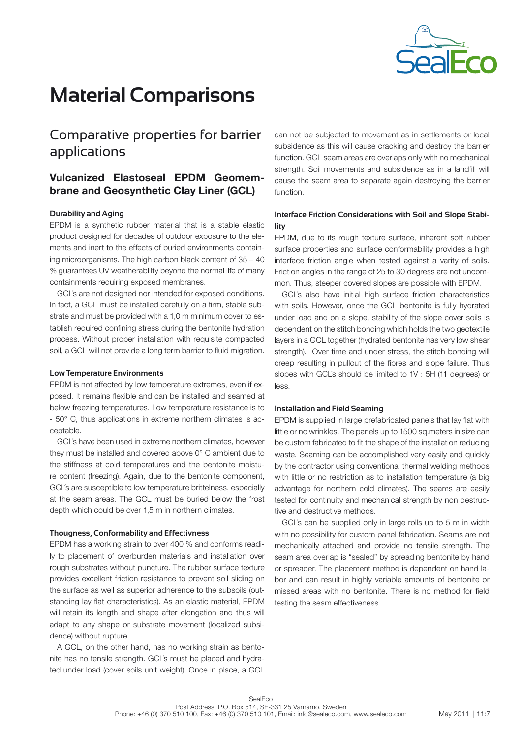# Material Comparisons

## Comparative properties for barrier applications

### Vulcanized Elastoseal EPDM Geomembrane and Geosynthetic Clay Liner (GCL)

#### Durability and Aging

EPDM is a synthetic rubber material that is a stable elastic product designed for decades of outdoor exposure to the elements and inert to the effects of buried environments containing microorganisms. The high carbon black content of 35 – 40 % guarantees UV weatherability beyond the normal life of many containments requiring exposed membranes.

GCL´s are not designed nor intended for exposed conditions. In fact, a GCL must be installed carefully on a firm, stable substrate and must be provided with a 1,0 m minimum cover to establish required confining stress during the bentonite hydration process. Without proper installation with requisite compacted soil, a GCL will not provide a long term barrier to fluid migration.

#### Low Temperature Environments

EPDM is not affected by low temperature extremes, even if exposed. It remains flexible and can be installed and seamed at below freezing temperatures. Low temperature resistance is to - 50° C, thus applications in extreme northern climates is acceptable.

GCL´s have been used in extreme northern climates, however they must be installed and covered above 0° C ambient due to the stiffness at cold temperatures and the bentonite moisture content (freezing). Again, due to the bentonite component, GCL´s are susceptible to low temperature brittleness, especially at the seam areas. The GCL must be buried below the frost depth which could be over 1,5 m in northern climates.

#### Thougness, Conformability and Effectivness

EPDM has a working strain to over 400 % and conforms readily to placement of overburden materials and installation over rough substrates without puncture. The rubber surface texture provides excellent friction resistance to prevent soil sliding on the surface as well as superior adherence to the subsoils (outstanding lay flat characteristics). As an elastic material, EPDM will retain its length and shape after elongation and thus will adapt to any shape or substrate movement (localized subsidence) without rupture.

A GCL, on the other hand, has no working strain as bentonite has no tensile strength. GCL´s must be placed and hydrated under load (cover soils unit weight). Once in place, a GCL can not be subjected to movement as in settlements or local subsidence as this will cause cracking and destroy the barrier function. GCL seam areas are overlaps only with no mechanical strength. Soil movements and subsidence as in a landfill will cause the seam area to separate again destroying the barrier function.

#### Interface Friction Considerations with Soil and Slope Stability

EPDM, due to its rough texture surface, inherent soft rubber surface properties and surface conformability provides a high interface friction angle when tested against a varity of soils. Friction angles in the range of 25 to 30 degress are not uncommon. Thus, steeper covered slopes are possible with EPDM.

GCL´s also have initial high surface friction characteristics with soils. However, once the GCL bentonite is fully hydrated under load and on a slope, stability of the slope cover soils is dependent on the stitch bonding which holds the two geotextile layers in a GCL together (hydrated bentonite has very low shear strength). Over time and under stress, the stitch bonding will creep resulting in pullout of the fibres and slope failure. Thus slopes with GCL´s should be limited to 1V : 5H (11 degrees) or less.

#### Installation and Field Seaming

EPDM is supplied in large prefabricated panels that lay flat with little or no wrinkles. The panels up to 1500 sq.meters in size can be custom fabricated to fit the shape of the installation reducing waste. Seaming can be accomplished very easily and quickly by the contractor using conventional thermal welding methods with little or no restriction as to installation temperature (a big advantage for northern cold climates). The seams are easily tested for continuity and mechanical strength by non destructive and destructive methods.

GCL´s can be supplied only in large rolls up to 5 m in width with no possibility for custom panel fabrication. Seams are not mechanically attached and provide no tensile strength. The seam area overlap is "sealed" by spreading bentonite by hand or spreader. The placement method is dependent on hand labor and can result in highly variable amounts of bentonite or missed areas with no bentonite. There is no method for field testing the seam effectiveness.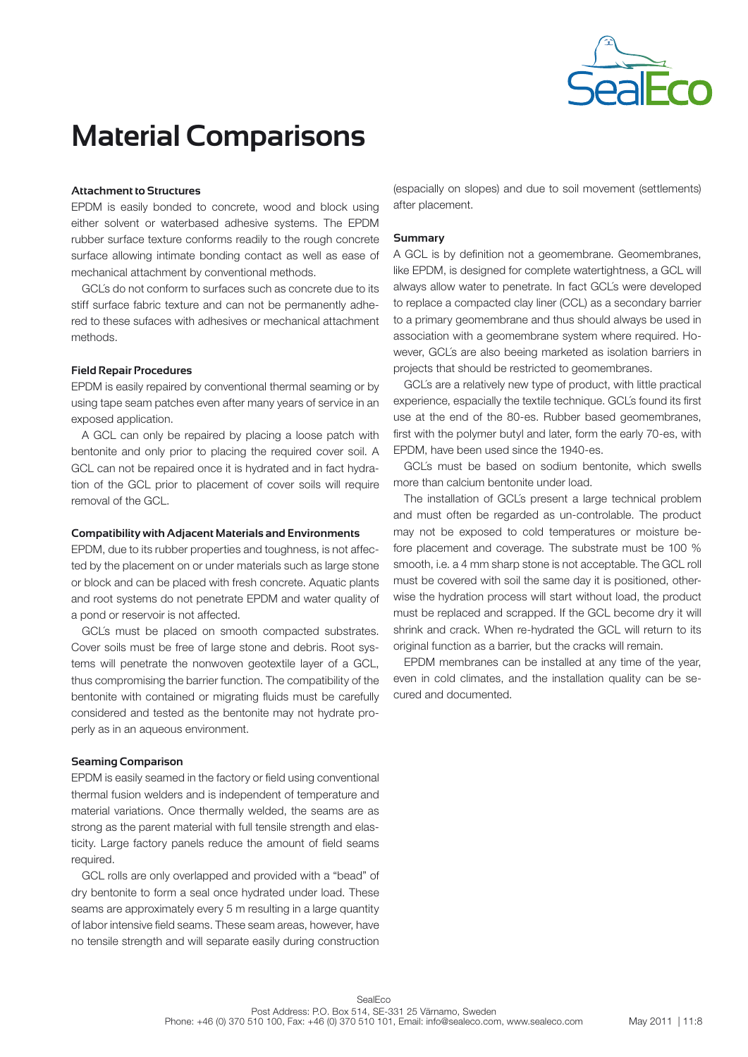# Material Comparisons

#### Attachment to Structures

EPDM is easily bonded to concrete, wood and block using either solvent or waterbased adhesive systems. The EPDM rubber surface texture conforms readily to the rough concrete surface allowing intimate bonding contact as well as ease of mechanical attachment by conventional methods.

GCL´s do not conform to surfaces such as concrete due to its stiff surface fabric texture and can not be permanently adhered to these sufaces with adhesives or mechanical attachment methods.

#### Field Repair Procedures

EPDM is easily repaired by conventional thermal seaming or by using tape seam patches even after many years of service in an exposed application.

A GCL can only be repaired by placing a loose patch with bentonite and only prior to placing the required cover soil. A GCL can not be repaired once it is hydrated and in fact hydration of the GCL prior to placement of cover soils will require removal of the GCL.

#### Compatibility with Adjacent Materials and Environments

EPDM, due to its rubber properties and toughness, is not affected by the placement on or under materials such as large stone or block and can be placed with fresh concrete. Aquatic plants and root systems do not penetrate EPDM and water quality of a pond or reservoir is not affected.

GCL´s must be placed on smooth compacted substrates. Cover soils must be free of large stone and debris. Root systems will penetrate the nonwoven geotextile layer of a GCL, thus compromising the barrier function. The compatibility of the bentonite with contained or migrating fluids must be carefully considered and tested as the bentonite may not hydrate properly as in an aqueous environment.

#### Seaming Comparison

EPDM is easily seamed in the factory or field using conventional thermal fusion welders and is independent of temperature and material variations. Once thermally welded, the seams are as strong as the parent material with full tensile strength and elasticity. Large factory panels reduce the amount of field seams required.

GCL rolls are only overlapped and provided with a "bead" of dry bentonite to form a seal once hydrated under load. These seams are approximately every 5 m resulting in a large quantity of labor intensive field seams. These seam areas, however, have no tensile strength and will separate easily during construction (espacially on slopes) and due to soil movement (settlements) after placement.

#### Summary

A GCL is by definition not a geomembrane. Geomembranes, like EPDM, is designed for complete watertightness, a GCL will always allow water to penetrate. In fact GCL´s were developed to replace a compacted clay liner (CCL) as a secondary barrier to a primary geomembrane and thus should always be used in association with a geomembrane system where required. However, GCL´s are also beeing marketed as isolation barriers in projects that should be restricted to geomembranes.

GCL´s are a relatively new type of product, with little practical experience, espacially the textile technique. GCL´s found its first use at the end of the 80-es. Rubber based geomembranes, first with the polymer butyl and later, form the early 70-es, with EPDM, have been used since the 1940-es.

GCL´s must be based on sodium bentonite, which swells more than calcium bentonite under load.

The installation of GCL´s present a large technical problem and must often be regarded as un-controlable. The product may not be exposed to cold temperatures or moisture before placement and coverage. The substrate must be 100 % smooth, i.e. a 4 mm sharp stone is not acceptable. The GCL roll must be covered with soil the same day it is positioned, otherwise the hydration process will start without load, the product must be replaced and scrapped. If the GCL become dry it will shrink and crack. When re-hydrated the GCL will return to its original function as a barrier, but the cracks will remain.

EPDM membranes can be installed at any time of the year, even in cold climates, and the installation quality can be secured and documented.

SealEco
Post Address: P.O. Box 514, SE-331 25 Värnamo, Sweden
Phone: +46 (0) 370 510 100, Fax: +46 (0) 370 510 101, Email: info@sealeco.com, www.sealeco.com

May 2011 | 11:8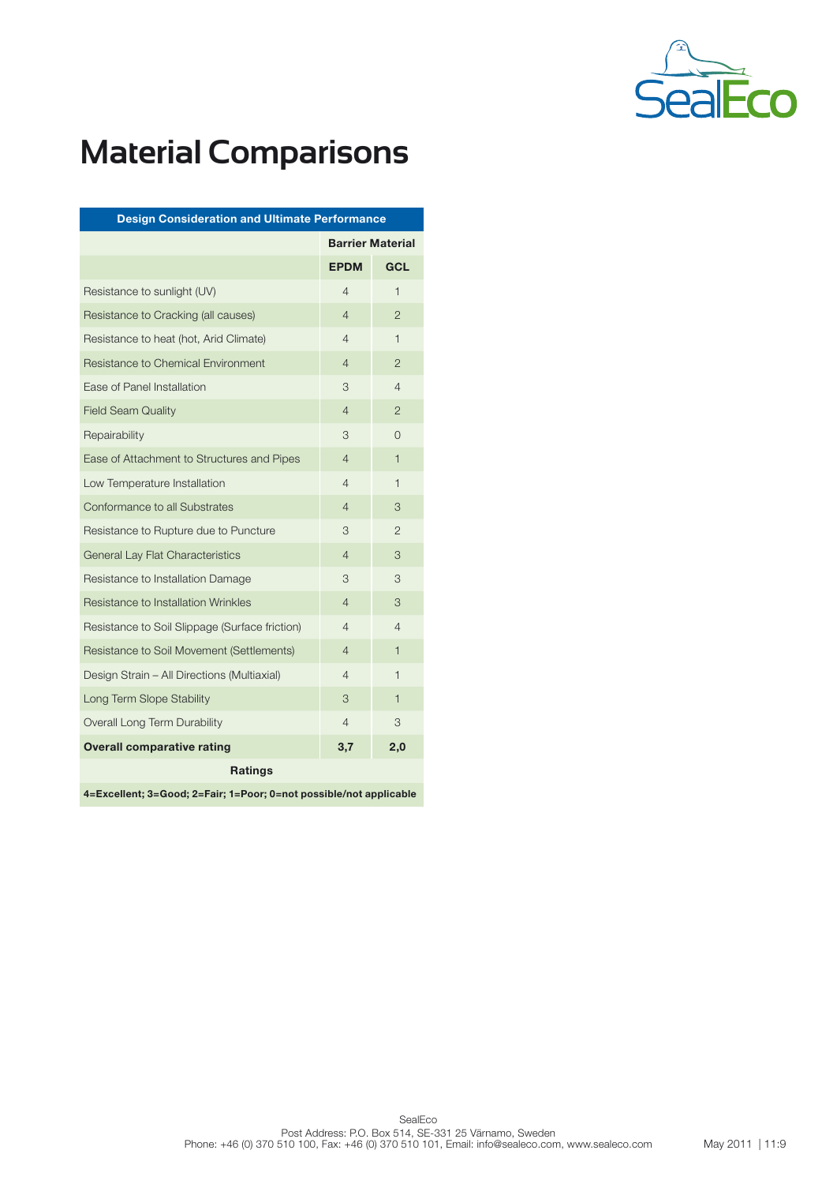# Material Comparisons

| Design Consideration and Ultimate Performance | | |
|---|---|---|
| | **Barrier Material** | |
| | **EPDM** | **GCL** |
| Resistance to sunlight (UV) | 4 | 1 |
| Resistance to Cracking (all causes) | 4 | 2 |
| Resistance to heat (hot, Arid Climate) | 4 | 1 |
| Resistance to Chemical Environment | 4 | 2 |
| Ease of Panel Installation | 3 | 4 |
| Field Seam Quality | 4 | 2 |
| Repairability | 3 | 0 |
| Ease of Attachment to Structures and Pipes | 4 | 1 |
| Low Temperature Installation | 4 | 1 |
| Conformance to all Substrates | 4 | 3 |
| Resistance to Rupture due to Puncture | 3 | 2 |
| General Lay Flat Characteristics | 4 | 3 |
| Resistance to Installation Damage | 3 | 3 |
| Resistance to Installation Wrinkles | 4 | 3 |
| Resistance to Soil Slippage (Surface friction) | 4 | 4 |
| Resistance to Soil Movement (Settlements) | 4 | 1 |
| Design Strain – All Directions (Multiaxial) | 4 | 1 |
| Long Term Slope Stability | 3 | 1 |
| Overall Long Term Durability | 4 | 3 |
| **Overall comparative rating** | **3,7** | **2,0** |
| **Ratings** | | |
| **4=Excellent; 3=Good; 2=Fair; 1=Poor; 0=not possible/not applicable** | | |

SealEco
Post Address: P.O. Box 514, SE-331 25 Värnamo, Sweden
Phone: +46 (0) 370 510 100, Fax: +46 (0) 370 510 101, Email: info@sealeco.com, www.sealeco.com

May 2011